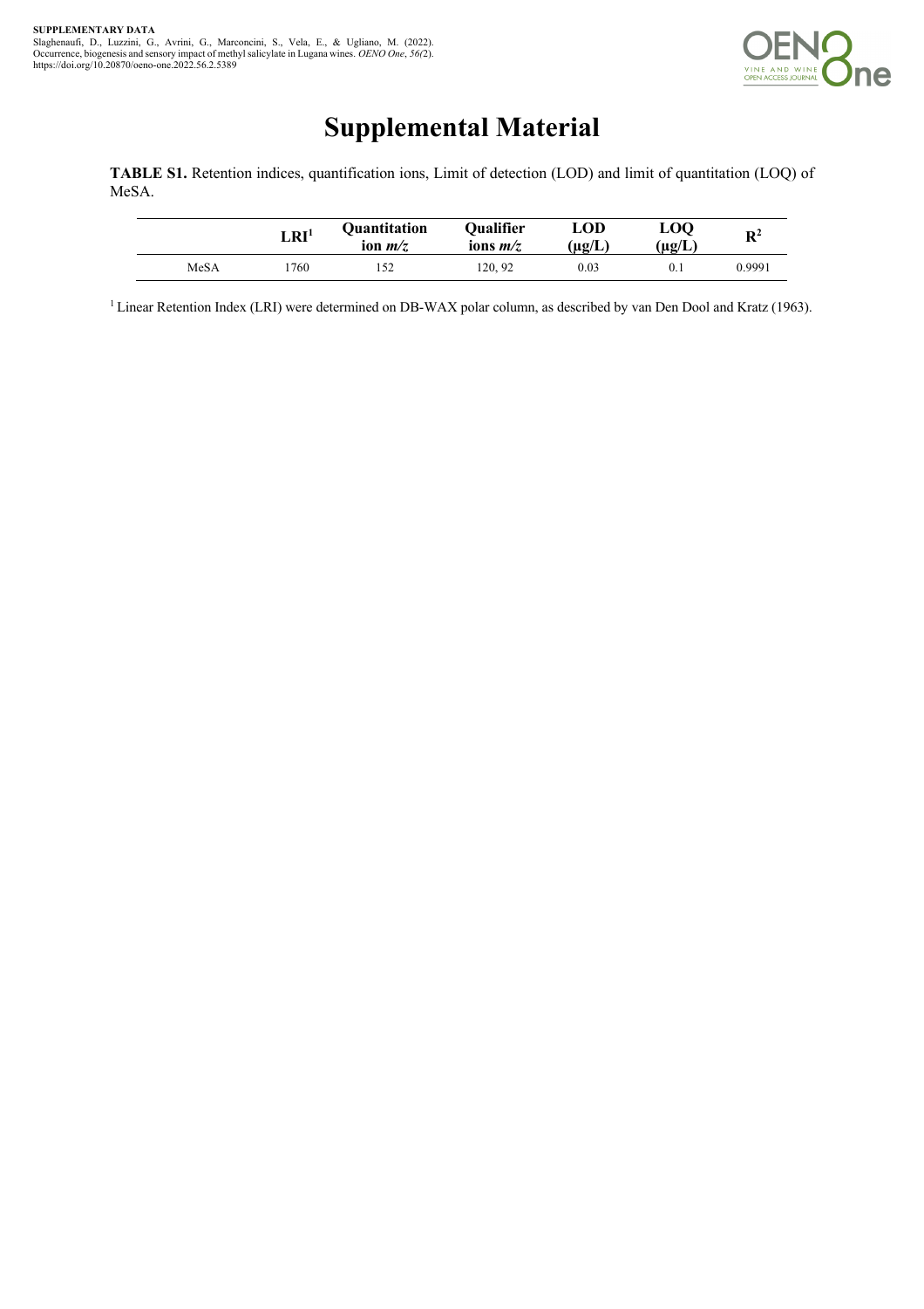**SUPPLEMENTARY DATA**
Slaghenaufi, D., Luzzini, G., Avrini, G., Marconcini, S., Vela, E., & Ugliano, M. (2022). Occurrence, biogenesis and sensory impact of methyl salicylate in Lugana wines. *OENO One*, *56*(2). https://doi.org/10.20870/oeno-one.2022.56.2.5389

# Supplemental Material

**TABLE S1.** Retention indices, quantification ions, Limit of detection (LOD) and limit of quantitation (LOQ) of MeSA.

| | **LRI**[1] | **Quantitation ion *m/z*** | **Qualifier ions *m/z*** | **LOD (µg/L)** | **LOQ (µg/L)** | $R^2$ |
|---|---|---|---|---|---|---|
| MeSA | 1760 | 152 | 120, 92 | 0.03 | 0.1 | 0.9991 |

[1] Linear Retention Index (LRI) were determined on DB-WAX polar column, as described by van Den Dool and Kratz (1963).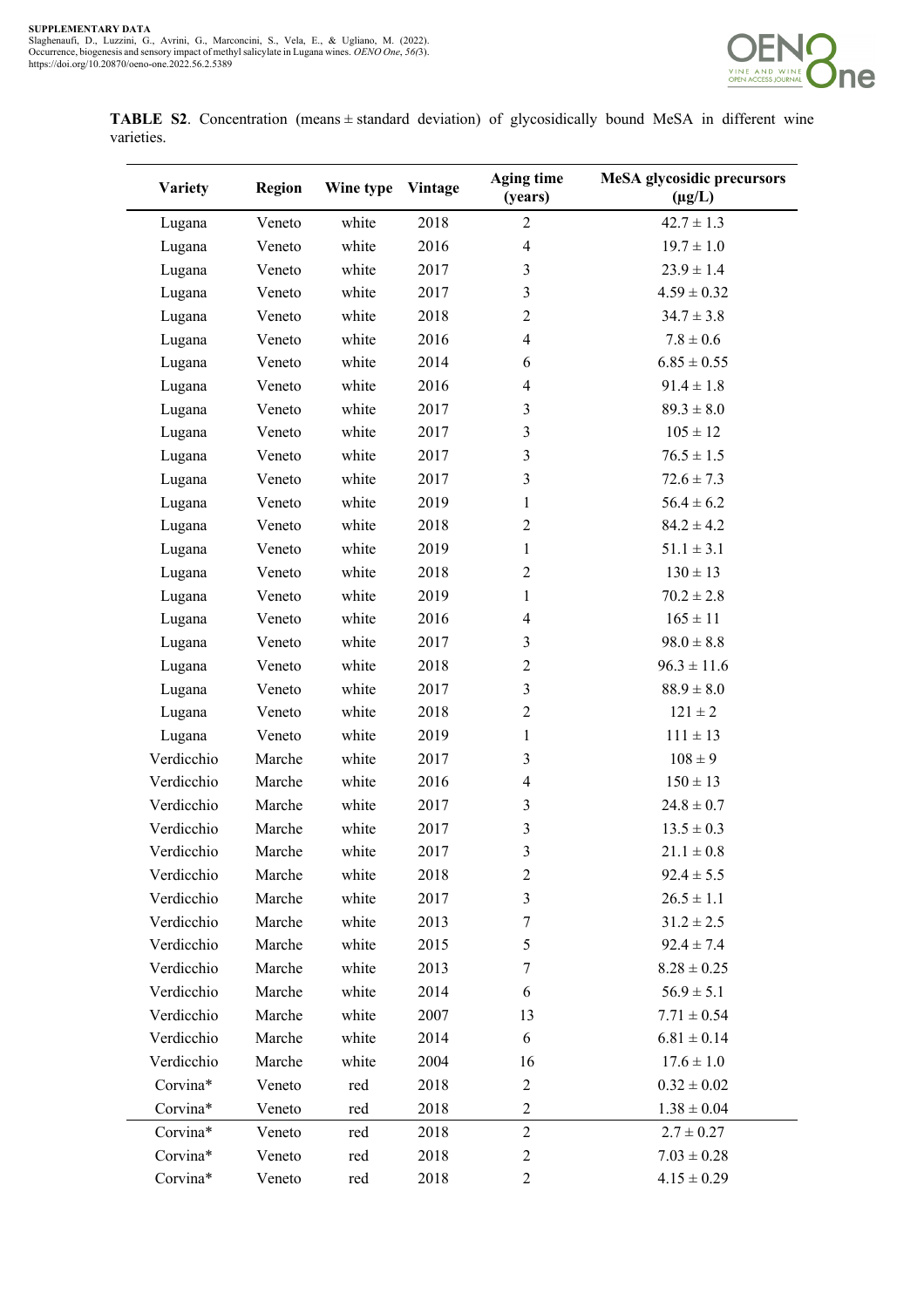**TABLE S2**. Concentration (means ± standard deviation) of glycosidically bound MeSA in different wine varieties.

| Variety | Region | Wine type | Vintage | Aging time (years) | MeSA glycosidic precursors (µg/L) |
|---|---|---|---|---|---|
| Lugana | Veneto | white | 2018 | 2 | 42.7 ± 1.3 |
| Lugana | Veneto | white | 2016 | 4 | 19.7 ± 1.0 |
| Lugana | Veneto | white | 2017 | 3 | 23.9 ± 1.4 |
| Lugana | Veneto | white | 2017 | 3 | 4.59 ± 0.32 |
| Lugana | Veneto | white | 2018 | 2 | 34.7 ± 3.8 |
| Lugana | Veneto | white | 2016 | 4 | 7.8 ± 0.6 |
| Lugana | Veneto | white | 2014 | 6 | 6.85 ± 0.55 |
| Lugana | Veneto | white | 2016 | 4 | 91.4 ± 1.8 |
| Lugana | Veneto | white | 2017 | 3 | 89.3 ± 8.0 |
| Lugana | Veneto | white | 2017 | 3 | 105 ± 12 |
| Lugana | Veneto | white | 2017 | 3 | 76.5 ± 1.5 |
| Lugana | Veneto | white | 2017 | 3 | 72.6 ± 7.3 |
| Lugana | Veneto | white | 2019 | 1 | 56.4 ± 6.2 |
| Lugana | Veneto | white | 2018 | 2 | 84.2 ± 4.2 |
| Lugana | Veneto | white | 2019 | 1 | 51.1 ± 3.1 |
| Lugana | Veneto | white | 2018 | 2 | 130 ± 13 |
| Lugana | Veneto | white | 2019 | 1 | 70.2 ± 2.8 |
| Lugana | Veneto | white | 2016 | 4 | 165 ± 11 |
| Lugana | Veneto | white | 2017 | 3 | 98.0 ± 8.8 |
| Lugana | Veneto | white | 2018 | 2 | 96.3 ± 11.6 |
| Lugana | Veneto | white | 2017 | 3 | 88.9 ± 8.0 |
| Lugana | Veneto | white | 2018 | 2 | 121 ± 2 |
| Lugana | Veneto | white | 2019 | 1 | 111 ± 13 |
| Verdicchio | Marche | white | 2017 | 3 | 108 ± 9 |
| Verdicchio | Marche | white | 2016 | 4 | 150 ± 13 |
| Verdicchio | Marche | white | 2017 | 3 | 24.8 ± 0.7 |
| Verdicchio | Marche | white | 2017 | 3 | 13.5 ± 0.3 |
| Verdicchio | Marche | white | 2017 | 3 | 21.1 ± 0.8 |
| Verdicchio | Marche | white | 2018 | 2 | 92.4 ± 5.5 |
| Verdicchio | Marche | white | 2017 | 3 | 26.5 ± 1.1 |
| Verdicchio | Marche | white | 2013 | 7 | 31.2 ± 2.5 |
| Verdicchio | Marche | white | 2015 | 5 | 92.4 ± 7.4 |
| Verdicchio | Marche | white | 2013 | 7 | 8.28 ± 0.25 |
| Verdicchio | Marche | white | 2014 | 6 | 56.9 ± 5.1 |
| Verdicchio | Marche | white | 2007 | 13 | 7.71 ± 0.54 |
| Verdicchio | Marche | white | 2014 | 6 | 6.81 ± 0.14 |
| Verdicchio | Marche | white | 2004 | 16 | 17.6 ± 1.0 |
| Corvina* | Veneto | red | 2018 | 2 | 0.32 ± 0.02 |
| Corvina* | Veneto | red | 2018 | 2 | 1.38 ± 0.04 |
| Corvina* | Veneto | red | 2018 | 2 | 2.7 ± 0.27 |
| Corvina* | Veneto | red | 2018 | 2 | 7.03 ± 0.28 |
| Corvina* | Veneto | red | 2018 | 2 | 4.15 ± 0.29 |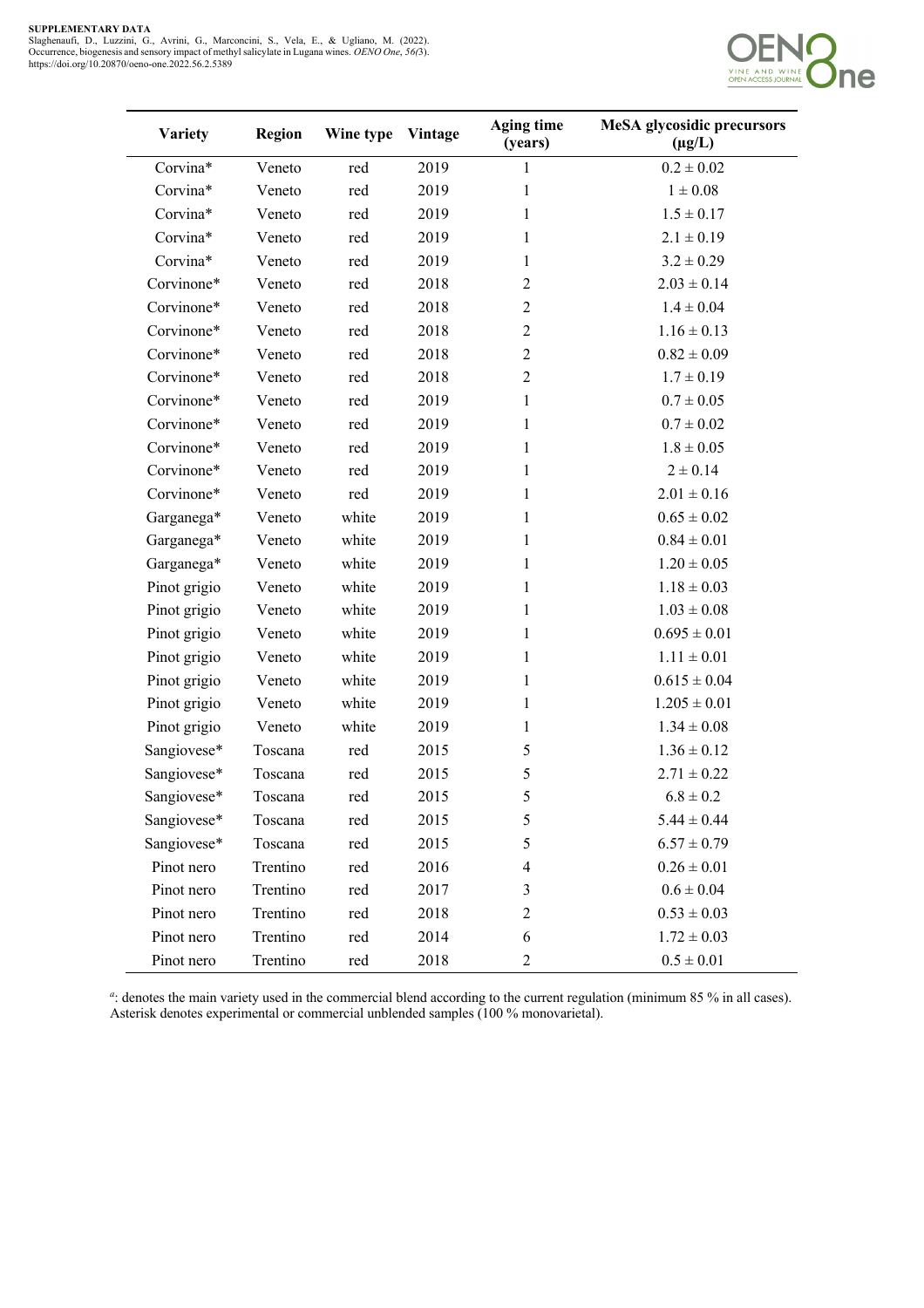| Variety | Region | Wine type | Vintage | Aging time (years) | MeSA glycosidic precursors (μg/L) |
|---|---|---|---|---|---|
| Corvina* | Veneto | red | 2019 | 1 | 0.2 ± 0.02 |
| Corvina* | Veneto | red | 2019 | 1 | 1 ± 0.08 |
| Corvina* | Veneto | red | 2019 | 1 | 1.5 ± 0.17 |
| Corvina* | Veneto | red | 2019 | 1 | 2.1 ± 0.19 |
| Corvina* | Veneto | red | 2019 | 1 | 3.2 ± 0.29 |
| Corvinone* | Veneto | red | 2018 | 2 | 2.03 ± 0.14 |
| Corvinone* | Veneto | red | 2018 | 2 | 1.4 ± 0.04 |
| Corvinone* | Veneto | red | 2018 | 2 | 1.16 ± 0.13 |
| Corvinone* | Veneto | red | 2018 | 2 | 0.82 ± 0.09 |
| Corvinone* | Veneto | red | 2018 | 2 | 1.7 ± 0.19 |
| Corvinone* | Veneto | red | 2019 | 1 | 0.7 ± 0.05 |
| Corvinone* | Veneto | red | 2019 | 1 | 0.7 ± 0.02 |
| Corvinone* | Veneto | red | 2019 | 1 | 1.8 ± 0.05 |
| Corvinone* | Veneto | red | 2019 | 1 | 2 ± 0.14 |
| Corvinone* | Veneto | red | 2019 | 1 | 2.01 ± 0.16 |
| Garganega* | Veneto | white | 2019 | 1 | 0.65 ± 0.02 |
| Garganega* | Veneto | white | 2019 | 1 | 0.84 ± 0.01 |
| Garganega* | Veneto | white | 2019 | 1 | 1.20 ± 0.05 |
| Pinot grigio | Veneto | white | 2019 | 1 | 1.18 ± 0.03 |
| Pinot grigio | Veneto | white | 2019 | 1 | 1.03 ± 0.08 |
| Pinot grigio | Veneto | white | 2019 | 1 | 0.695 ± 0.01 |
| Pinot grigio | Veneto | white | 2019 | 1 | 1.11 ± 0.01 |
| Pinot grigio | Veneto | white | 2019 | 1 | 0.615 ± 0.04 |
| Pinot grigio | Veneto | white | 2019 | 1 | 1.205 ± 0.01 |
| Pinot grigio | Veneto | white | 2019 | 1 | 1.34 ± 0.08 |
| Sangiovese* | Toscana | red | 2015 | 5 | 1.36 ± 0.12 |
| Sangiovese* | Toscana | red | 2015 | 5 | 2.71 ± 0.22 |
| Sangiovese* | Toscana | red | 2015 | 5 | 6.8 ± 0.2 |
| Sangiovese* | Toscana | red | 2015 | 5 | 5.44 ± 0.44 |
| Sangiovese* | Toscana | red | 2015 | 5 | 6.57 ± 0.79 |
| Pinot nero | Trentino | red | 2016 | 4 | 0.26 ± 0.01 |
| Pinot nero | Trentino | red | 2017 | 3 | 0.6 ± 0.04 |
| Pinot nero | Trentino | red | 2018 | 2 | 0.53 ± 0.03 |
| Pinot nero | Trentino | red | 2014 | 6 | 1.72 ± 0.03 |
| Pinot nero | Trentino | red | 2018 | 2 | 0.5 ± 0.01 |

[a]: denotes the main variety used in the commercial blend according to the current regulation (minimum 85 % in all cases). Asterisk denotes experimental or commercial unblended samples (100 % monovarietal).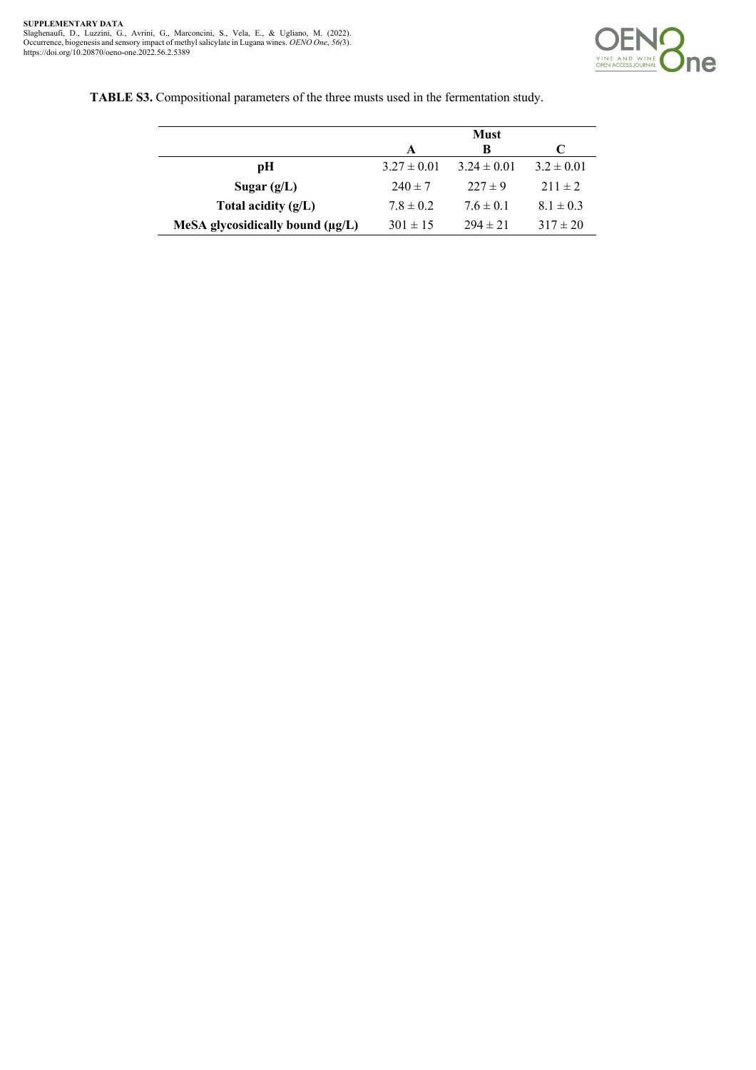**TABLE S3.** Compositional parameters of the three musts used in the fermentation study.

| | Must | | |
|---|---|---|---|
| | **A** | **B** | **C** |
| **pH** | 3.27 ± 0.01 | 3.24 ± 0.01 | 3.2 ± 0.01 |
| **Sugar (g/L)** | 240 ± 7 | 227 ± 9 | 211 ± 2 |
| **Total acidity (g/L)** | 7.8 ± 0.2 | 7.6 ± 0.1 | 8.1 ± 0.3 |
| **MeSA glycosidically bound (µg/L)** | 301 ± 15 | 294 ± 21 | 317 ± 20 |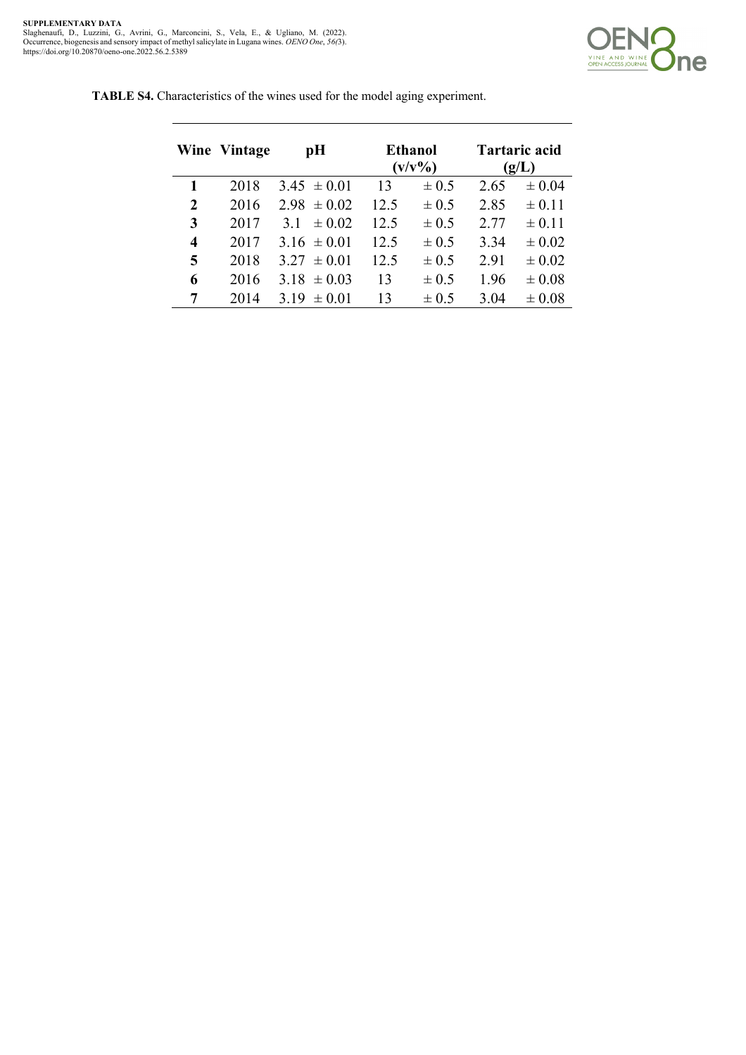**TABLE S4.** Characteristics of the wines used for the model aging experiment.

| Wine | Vintage | pH | Ethanol (v/v%) | Tartaric acid (g/L) |
|---|---|---|---|---|
| **1** | 2018 | 3.45 ± 0.01 | 13 ± 0.5 | 2.65 ± 0.04 |
| **2** | 2016 | 2.98 ± 0.02 | 12.5 ± 0.5 | 2.85 ± 0.11 |
| **3** | 2017 | 3.1 ± 0.02 | 12.5 ± 0.5 | 2.77 ± 0.11 |
| **4** | 2017 | 3.16 ± 0.01 | 12.5 ± 0.5 | 3.34 ± 0.02 |
| **5** | 2018 | 3.27 ± 0.01 | 12.5 ± 0.5 | 2.91 ± 0.02 |
| **6** | 2016 | 3.18 ± 0.03 | 13 ± 0.5 | 1.96 ± 0.08 |
| **7** | 2014 | 3.19 ± 0.01 | 13 ± 0.5 | 3.04 ± 0.08 |